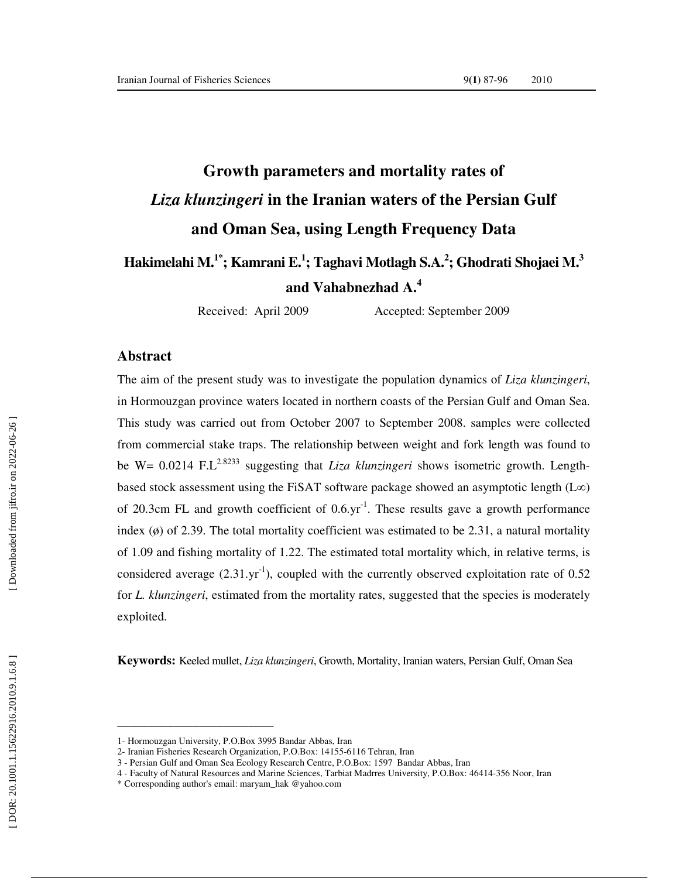# Growth parameters and mortality rates of *Liza klunzingeri* in the Iranian waters of the Persian Gulf and Oman Sea, using Length Frequency Data

**Hakimelahi M.[1*]; Kamrani E.[1]; Taghavi Motlagh S.A.[2]; Ghodrati Shojaei M.[3] and Vahabnezhad A.[4]**

Received: April 2009 Accepted: September 2009

## Abstract

The aim of the present study was to investigate the population dynamics of *Liza klunzingeri*, in Hormouzgan province waters located in northern coasts of the Persian Gulf and Oman Sea. This study was carried out from October 2007 to September 2008. samples were collected from commercial stake traps. The relationship between weight and fork length was found to be $W = 0.0214\ F.L^{2.8233}$ suggesting that *Liza klunzingeri* shows isometric growth. Length-based stock assessment using the FiSAT software package showed an asymptotic length ($L\infty$) of 20.3cm FL and growth coefficient of $0.6.yr^{-1}$. These results gave a growth performance index (ø) of 2.39. The total mortality coefficient was estimated to be 2.31, a natural mortality of 1.09 and fishing mortality of 1.22. The estimated total mortality which, in relative terms, is considered average ($2.31.yr^{-1}$), coupled with the currently observed exploitation rate of 0.52 for *L. klunzingeri*, estimated from the mortality rates, suggested that the species is moderately exploited.

**Keywords:** Keeled mullet, *Liza klunzingeri*, Growth, Mortality, Iranian waters, Persian Gulf, Oman Sea

---

1- Hormouzgan University, P.O.Box 3995 Bandar Abbas, Iran
2- Iranian Fisheries Research Organization, P.O.Box: 14155-6116 Tehran, Iran
3 - Persian Gulf and Oman Sea Ecology Research Centre, P.O.Box: 1597 Bandar Abbas, Iran
4 - Faculty of Natural Resources and Marine Sciences, Tarbiat Madrres University, P.O.Box: 46414-356 Noor, Iran
\* Corresponding author's email: maryam_hak @yahoo.com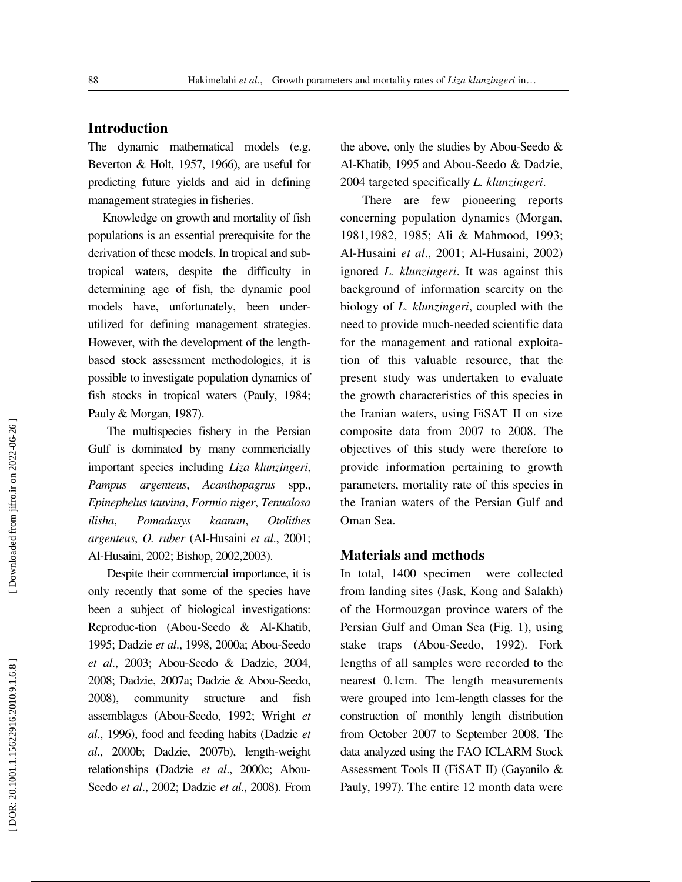## Introduction

The dynamic mathematical models (e.g. Beverton & Holt, 1957, 1966), are useful for predicting future yields and aid in defining management strategies in fisheries.

Knowledge on growth and mortality of fish populations is an essential prerequisite for the derivation of these models. In tropical and sub-tropical waters, despite the difficulty in determining age of fish, the dynamic pool models have, unfortunately, been under-utilized for defining management strategies. However, with the development of the length-based stock assessment methodologies, it is possible to investigate population dynamics of fish stocks in tropical waters (Pauly, 1984; Pauly & Morgan, 1987).

The multispecies fishery in the Persian Gulf is dominated by many commericially important species including *Liza klunzingeri*, *Pampus argenteus*, *Acanthopagrus* spp., *Epinephelus tauvina*, *Formio niger*, *Tenualosa ilisha*, *Pomadasys kaanan*, *Otolithes argenteus*, *O. ruber* (Al-Husaini *et al*., 2001; Al-Husaini, 2002; Bishop, 2002,2003).

Despite their commercial importance, it is only recently that some of the species have been a subject of biological investigations: Reproduc-tion (Abou-Seedo & Al-Khatib, 1995; Dadzie *et al*., 1998, 2000a; Abou-Seedo *et al*., 2003; Abou-Seedo & Dadzie, 2004, 2008; Dadzie, 2007a; Dadzie & Abou-Seedo, 2008), community structure and fish assemblages (Abou-Seedo, 1992; Wright *et al*., 1996), food and feeding habits (Dadzie *et al*., 2000b; Dadzie, 2007b), length-weight relationships (Dadzie *et al*., 2000c; Abou-Seedo *et al*., 2002; Dadzie *et al*., 2008). From the above, only the studies by Abou-Seedo & Al-Khatib, 1995 and Abou-Seedo & Dadzie, 2004 targeted specifically *L. klunzingeri*.

There are few pioneering reports concerning population dynamics (Morgan, 1981,1982, 1985; Ali & Mahmood, 1993; Al-Husaini *et al*., 2001; Al-Husaini, 2002) ignored *L. klunzingeri*. It was against this background of information scarcity on the biology of *L. klunzingeri*, coupled with the need to provide much-needed scientific data for the management and rational exploita-tion of this valuable resource, that the present study was undertaken to evaluate the growth characteristics of this species in the Iranian waters, using FiSAT II on size composite data from 2007 to 2008. The objectives of this study were therefore to provide information pertaining to growth parameters, mortality rate of this species in the Iranian waters of the Persian Gulf and Oman Sea.

## Materials and methods

In total, 1400 specimen were collected from landing sites (Jask, Kong and Salakh) of the Hormouzgan province waters of the Persian Gulf and Oman Sea (Fig. 1), using stake traps (Abou-Seedo, 1992). Fork lengths of all samples were recorded to the nearest 0.1cm. The length measurements were grouped into 1cm-length classes for the construction of monthly length distribution from October 2007 to September 2008. The data analyzed using the FAO ICLARM Stock Assessment Tools II (FiSAT II) (Gayanilo & Pauly, 1997). The entire 12 month data were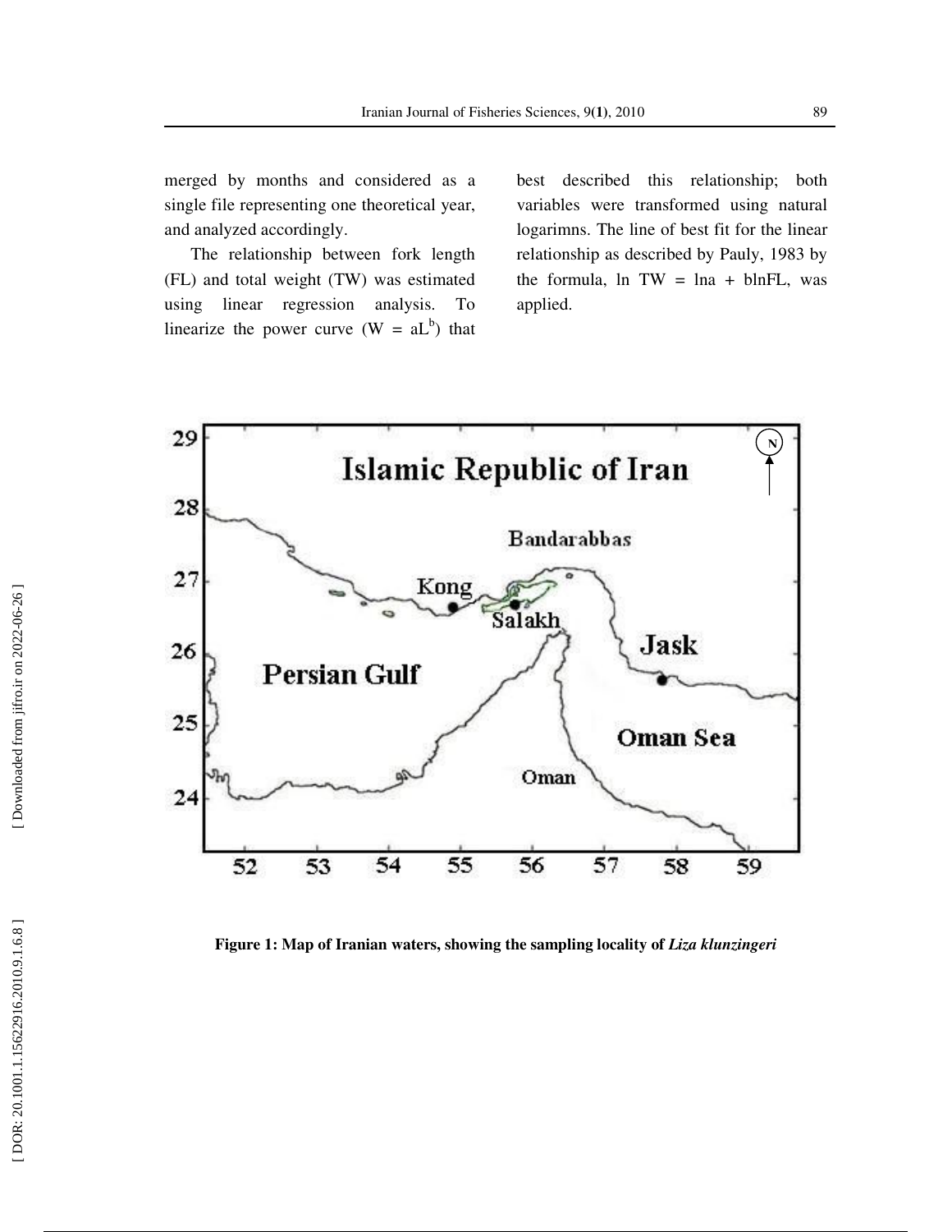merged by months and considered as a single file representing one theoretical year, and analyzed accordingly.

The relationship between fork length (FL) and total weight (TW) was estimated using linear regression analysis. To linearize the power curve ($W = aL^b$) that best described this relationship; both variables were transformed using natural logarimns. The line of best fit for the linear relationship as described by Pauly, 1983 by the formula, $\ln TW = \ln a + b \ln FL$, was applied.

**Figure 1: Map of Iranian waters, showing the sampling locality of *Liza klunzingeri***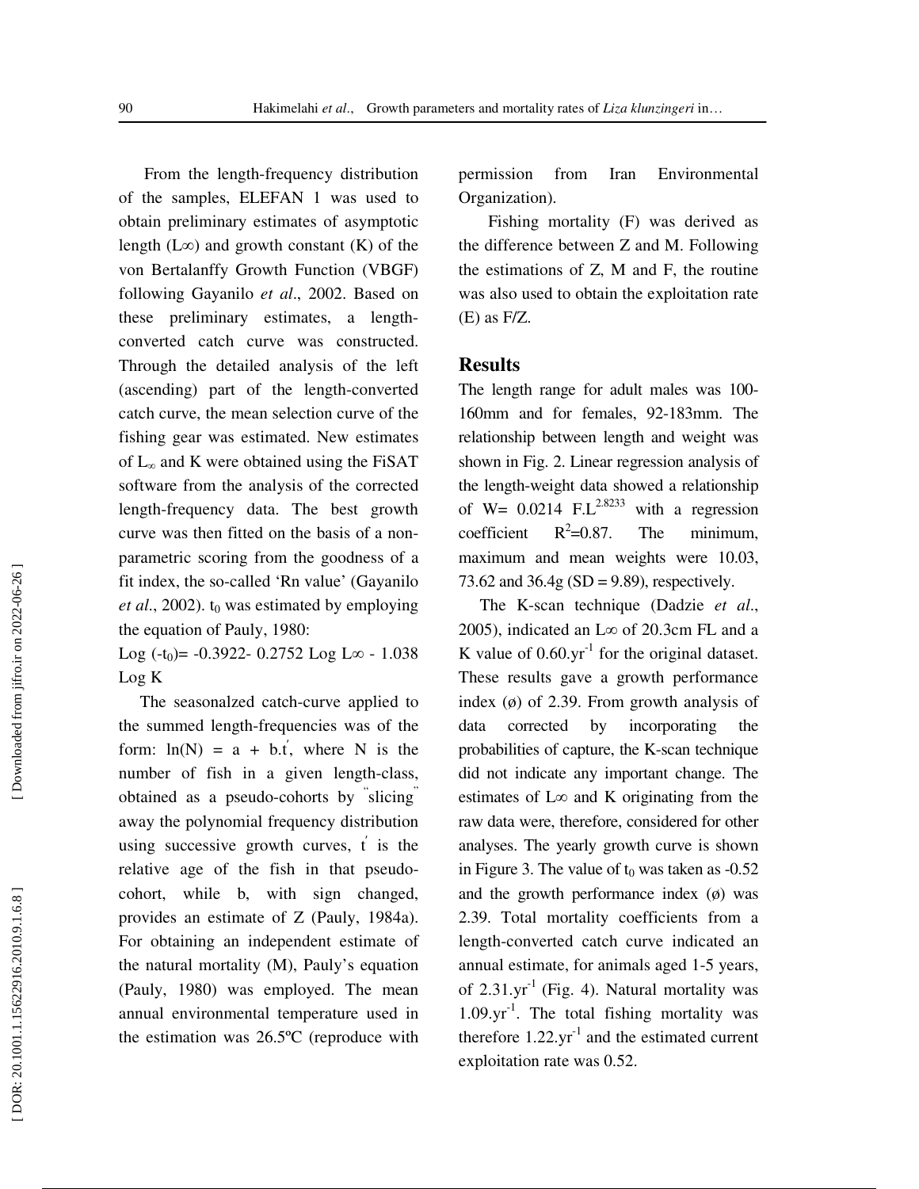From the length-frequency distribution of the samples, ELEFAN 1 was used to obtain preliminary estimates of asymptotic length ($L\infty$) and growth constant (K) of the von Bertalanffy Growth Function (VBGF) following Gayanilo *et al*., 2002. Based on these preliminary estimates, a length-converted catch curve was constructed. Through the detailed analysis of the left (ascending) part of the length-converted catch curve, the mean selection curve of the fishing gear was estimated. New estimates of $L_\infty$ and K were obtained using the FiSAT software from the analysis of the corrected length-frequency data. The best growth curve was then fitted on the basis of a non-parametric scoring from the goodness of a fit index, the so-called 'Rn value' (Gayanilo *et al*., 2002). $t_0$ was estimated by employing the equation of Pauly, 1980:

$$\text{Log}\ (-t_0) = -0.3922 - 0.2752\ \text{Log}\ L\infty - 1.038\ \text{Log}\ K$$

The seasonalzed catch-curve applied to the summed length-frequencies was of the form: $\ln(N) = a + b.t'$, where N is the number of fish in a given length-class, obtained as a pseudo-cohorts by "slicing" away the polynomial frequency distribution using successive growth curves, $t'$ is the relative age of the fish in that pseudo-cohort, while b, with sign changed, provides an estimate of Z (Pauly, 1984a). For obtaining an independent estimate of the natural mortality (M), Pauly's equation (Pauly, 1980) was employed. The mean annual environmental temperature used in the estimation was 26.5ºC (reproduce with permission from Iran Environmental Organization).

Fishing mortality (F) was derived as the difference between Z and M. Following the estimations of Z, M and F, the routine was also used to obtain the exploitation rate (E) as F/Z.

## Results

The length range for adult males was 100-160mm and for females, 92-183mm. The relationship between length and weight was shown in Fig. 2. Linear regression analysis of the length-weight data showed a relationship of $W = 0.0214\ F.L^{2.8233}$ with a regression coefficient $R^2=0.87$. The minimum, maximum and mean weights were 10.03, 73.62 and 36.4g (SD = 9.89), respectively.

The K-scan technique (Dadzie *et al*., 2005), indicated an $L\infty$ of 20.3cm FL and a K value of $0.60.\text{yr}^{-1}$ for the original dataset. These results gave a growth performance index (ø) of 2.39. From growth analysis of data corrected by incorporating the probabilities of capture, the K-scan technique did not indicate any important change. The estimates of $L\infty$ and K originating from the raw data were, therefore, considered for other analyses. The yearly growth curve is shown in Figure 3. The value of $t_0$ was taken as -0.52 and the growth performance index (ø) was 2.39. Total mortality coefficients from a length-converted catch curve indicated an annual estimate, for animals aged 1-5 years, of $2.31.\text{yr}^{-1}$ (Fig. 4). Natural mortality was $1.09.\text{yr}^{-1}$. The total fishing mortality was therefore $1.22.\text{yr}^{-1}$ and the estimated current exploitation rate was 0.52.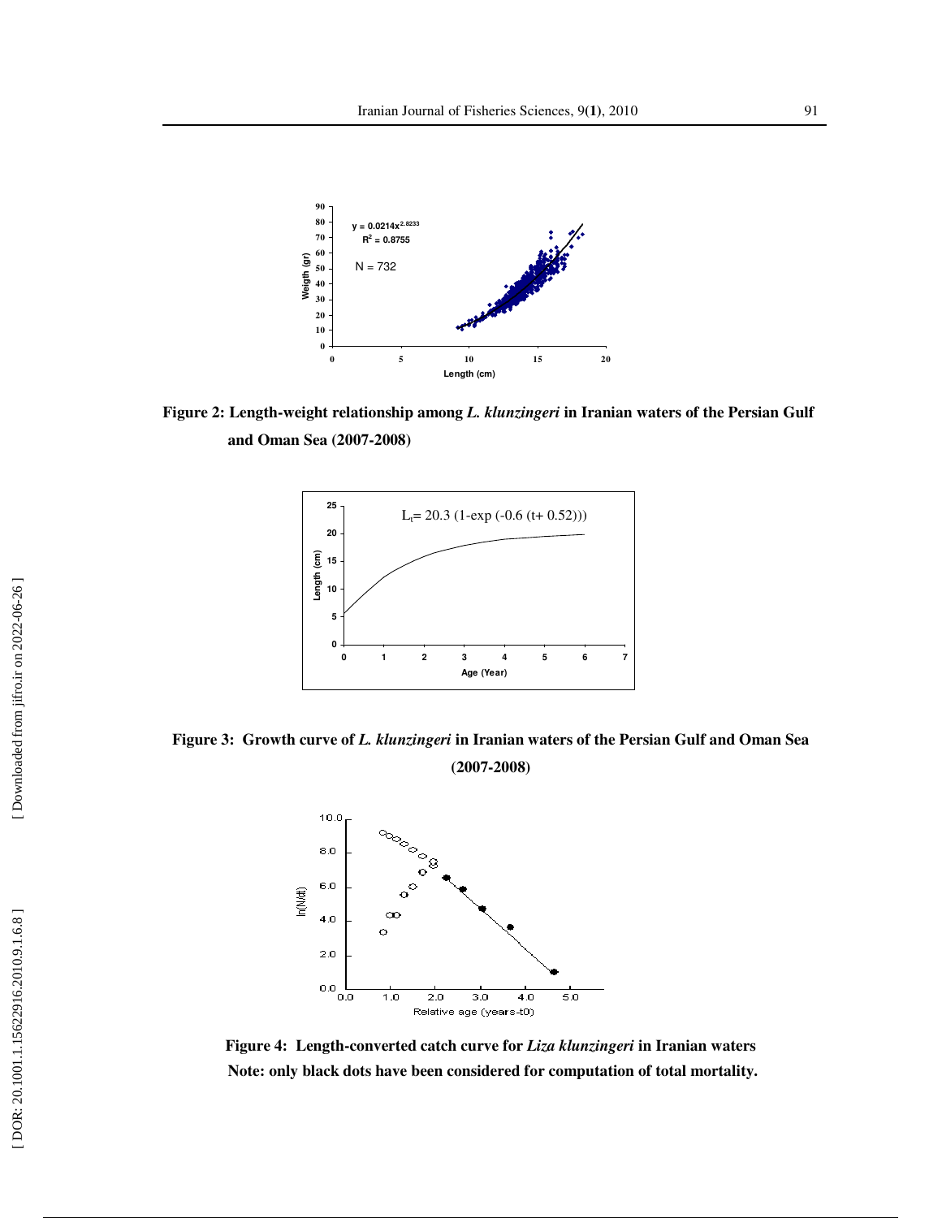**Figure 2: Length-weight relationship among *L. klunzingeri* in Iranian waters of the Persian Gulf and Oman Sea (2007-2008)**

**Figure 3: Growth curve of *L. klunzingeri* in Iranian waters of the Persian Gulf and Oman Sea (2007-2008)**

**Figure 4: Length-converted catch curve for *Liza klunzingeri* in Iranian waters**
**Note: only black dots have been considered for computation of total mortality.**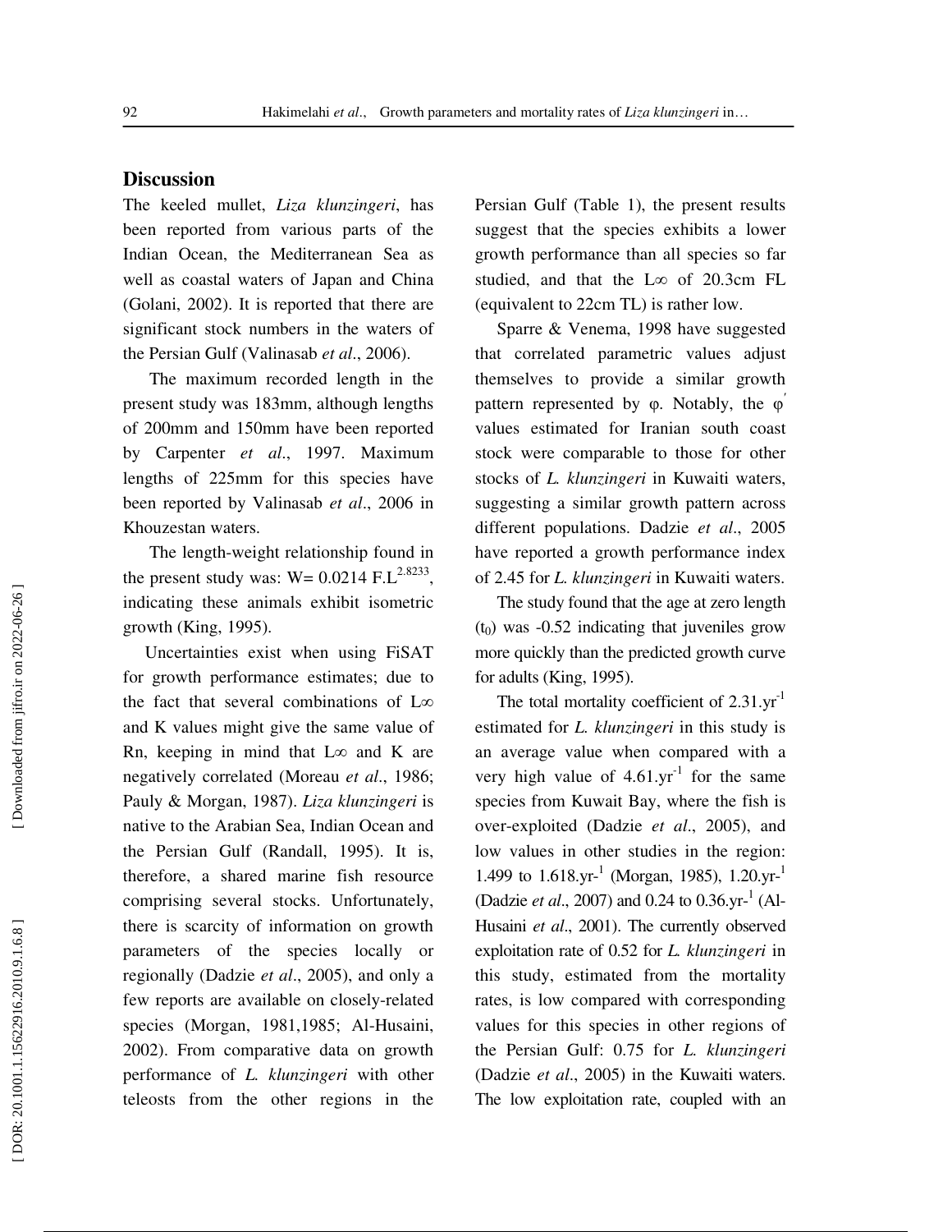## Discussion

The keeled mullet, *Liza klunzingeri*, has been reported from various parts of the Indian Ocean, the Mediterranean Sea as well as coastal waters of Japan and China (Golani, 2002). It is reported that there are significant stock numbers in the waters of the Persian Gulf (Valinasab *et al*., 2006).

The maximum recorded length in the present study was 183mm, although lengths of 200mm and 150mm have been reported by Carpenter *et al*., 1997. Maximum lengths of 225mm for this species have been reported by Valinasab *et al*., 2006 in Khouzestan waters.

The length-weight relationship found in the present study was: W= 0.0214 $F.L^{2.8233}$, indicating these animals exhibit isometric growth (King, 1995).

Uncertainties exist when using FiSAT for growth performance estimates; due to the fact that several combinations of $L\infty$ and K values might give the same value of Rn, keeping in mind that $L\infty$ and K are negatively correlated (Moreau *et al*., 1986; Pauly & Morgan, 1987). *Liza klunzingeri* is native to the Arabian Sea, Indian Ocean and the Persian Gulf (Randall, 1995). It is, therefore, a shared marine fish resource comprising several stocks. Unfortunately, there is scarcity of information on growth parameters of the species locally or regionally (Dadzie *et al*., 2005), and only a few reports are available on closely-related species (Morgan, 1981,1985; Al-Husaini, 2002). From comparative data on growth performance of *L. klunzingeri* with other teleosts from the other regions in the Persian Gulf (Table 1), the present results suggest that the species exhibits a lower growth performance than all species so far studied, and that the $L\infty$ of 20.3cm FL (equivalent to 22cm TL) is rather low.

Sparre & Venema, 1998 have suggested that correlated parametric values adjust themselves to provide a similar growth pattern represented by φ. Notably, the $\varphi'$ values estimated for Iranian south coast stock were comparable to those for other stocks of *L. klunzingeri* in Kuwaiti waters, suggesting a similar growth pattern across different populations. Dadzie *et al*., 2005 have reported a growth performance index of 2.45 for *L. klunzingeri* in Kuwaiti waters.

The study found that the age at zero length ($t_0$) was -0.52 indicating that juveniles grow more quickly than the predicted growth curve for adults (King, 1995).

The total mortality coefficient of $2.31.yr^{-1}$ estimated for *L. klunzingeri* in this study is an average value when compared with a very high value of $4.61.yr^{-1}$ for the same species from Kuwait Bay, where the fish is over-exploited (Dadzie *et al*., 2005), and low values in other studies in the region: 1.499 to $1.618.yr^{-1}$ (Morgan, 1985), $1.20.yr^{-1}$ (Dadzie *et al*., 2007) and 0.24 to $0.36.yr^{-1}$ (Al-Husaini *et al*., 2001). The currently observed exploitation rate of 0.52 for *L. klunzingeri* in this study, estimated from the mortality rates, is low compared with corresponding values for this species in other regions of the Persian Gulf: 0.75 for *L. klunzingeri* (Dadzie *et al*., 2005) in the Kuwaiti waters. The low exploitation rate, coupled with an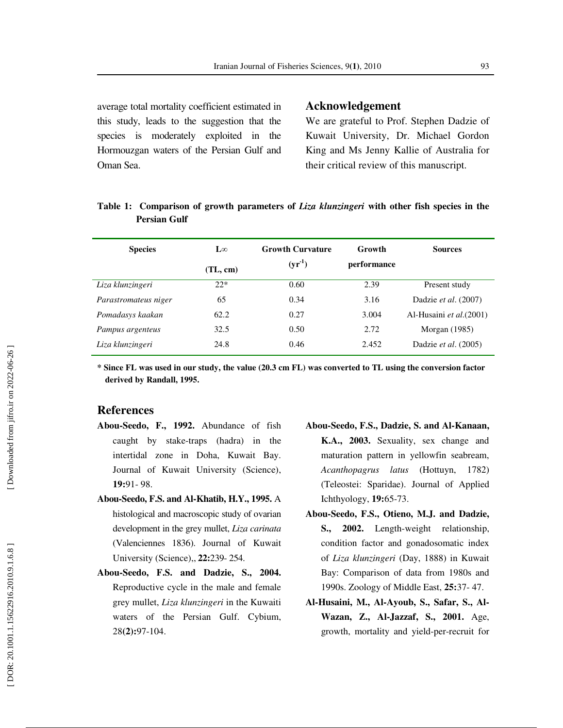average total mortality coefficient estimated in this study, leads to the suggestion that the species is moderately exploited in the Hormouzgan waters of the Persian Gulf and Oman Sea.

## Acknowledgement

We are grateful to Prof. Stephen Dadzie of Kuwait University, Dr. Michael Gordon King and Ms Jenny Kallie of Australia for their critical review of this manuscript.

**Table 1: Comparison of growth parameters of *Liza klunzingeri* with other fish species in the Persian Gulf**

| Species | L∞ (TL, cm) | Growth Curvature ($yr^{-1}$) | Growth performance | Sources |
|---|---|---|---|---|
| *Liza klunzingeri* | 22* | 0.60 | 2.39 | Present study |
| *Parastromateus niger* | 65 | 0.34 | 3.16 | Dadzie *et al*. (2007) |
| *Pomadasys kaakan* | 62.2 | 0.27 | 3.004 | Al-Husaini *et al*.(2001) |
| *Pampus argenteus* | 32.5 | 0.50 | 2.72 | Morgan (1985) |
| *Liza klunzingeri* | 24.8 | 0.46 | 2.452 | Dadzie *et al*. (2005) |

**\* Since FL was used in our study, the value (20.3 cm FL) was converted to TL using the conversion factor derived by Randall, 1995.**

## References

**Abou-Seedo, F., 1992.** Abundance of fish caught by stake-traps (hadra) in the intertidal zone in Doha, Kuwait Bay. Journal of Kuwait University (Science), **19:**91- 98.

**Abou-Seedo, F.S. and Al-Khatib, H.Y., 1995.** A histological and macroscopic study of ovarian development in the grey mullet, *Liza carinata* (Valenciennes 1836). Journal of Kuwait University (Science),, **22:**239- 254.

**Abou-Seedo, F.S. and Dadzie, S., 2004.** Reproductive cycle in the male and female grey mullet, *Liza klunzingeri* in the Kuwaiti waters of the Persian Gulf. Cybium, 28**(2):**97-104.

**Abou-Seedo, F.S., Dadzie, S. and Al-Kanaan, K.A., 2003.** Sexuality, sex change and maturation pattern in yellowfin seabream, *Acanthopagrus latus* (Hottuyn, 1782) (Teleostei: Sparidae). Journal of Applied Ichthyology, **19:**65-73.

**Abou-Seedo, F.S., Otieno, M.J. and Dadzie, S., 2002.** Length-weight relationship, condition factor and gonadosomatic index of *Liza klunzingeri* (Day, 1888) in Kuwait Bay: Comparison of data from 1980s and 1990s. Zoology of Middle East, **25:**37- 47.

**Al-Husaini, M., Al-Ayoub, S., Safar, S., Al-Wazan, Z., Al-Jazzaf, S., 2001.** Age, growth, mortality and yield-per-recruit for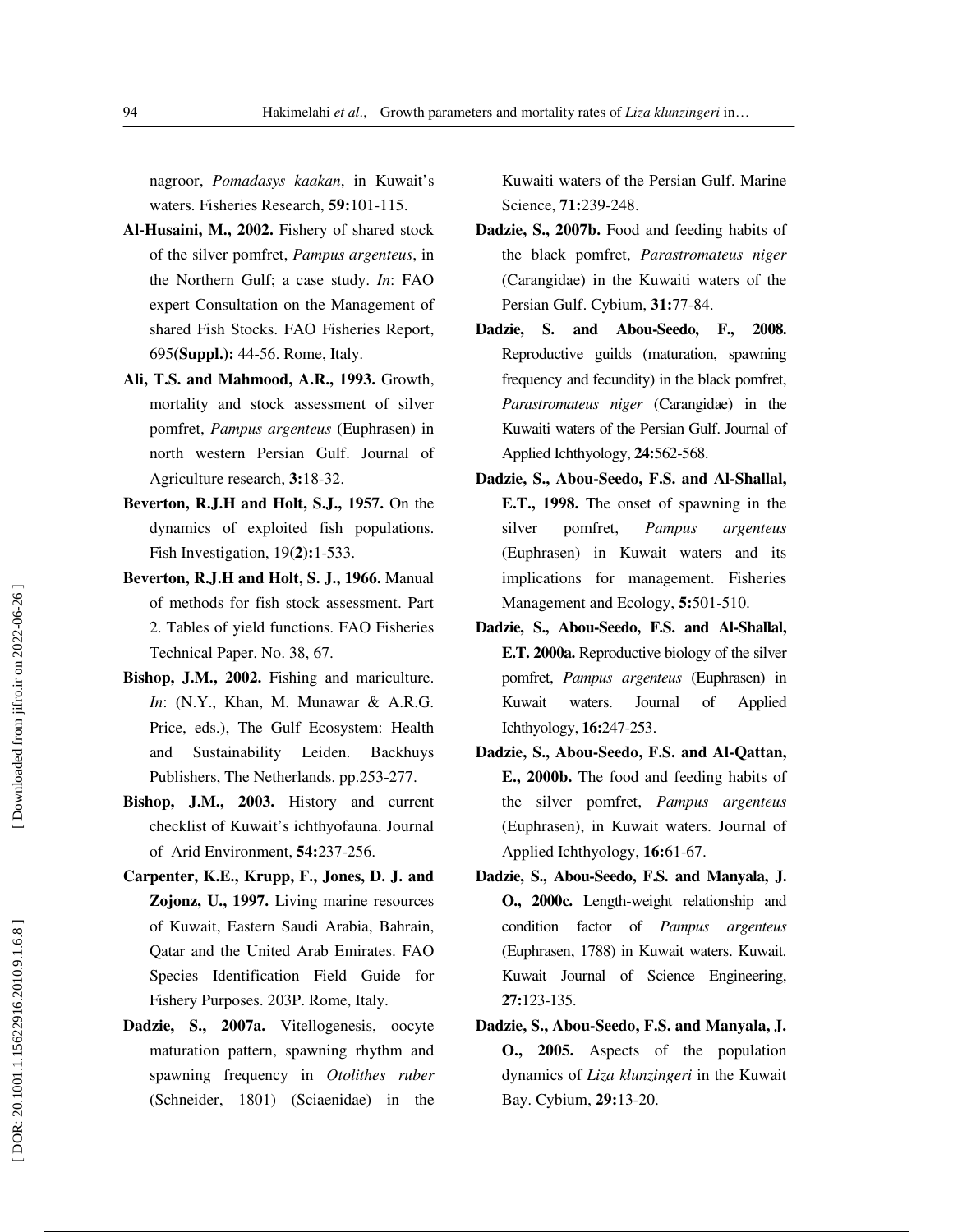nagroor, *Pomadasys kaakan*, in Kuwait's waters. Fisheries Research, **59:**101-115.

**Al-Husaini, M., 2002.** Fishery of shared stock of the silver pomfret, *Pampus argenteus*, in the Northern Gulf; a case study. *In*: FAO expert Consultation on the Management of shared Fish Stocks. FAO Fisheries Report, 695**(Suppl.):** 44-56. Rome, Italy.

**Ali, T.S. and Mahmood, A.R., 1993.** Growth, mortality and stock assessment of silver pomfret, *Pampus argenteus* (Euphrasen) in north western Persian Gulf. Journal of Agriculture research, **3:**18-32.

**Beverton, R.J.H and Holt, S.J., 1957.** On the dynamics of exploited fish populations. Fish Investigation, 19**(2):**1-533.

**Beverton, R.J.H and Holt, S. J., 1966.** Manual of methods for fish stock assessment. Part 2. Tables of yield functions. FAO Fisheries Technical Paper. No. 38, 67.

**Bishop, J.M., 2002.** Fishing and mariculture. *In*: (N.Y., Khan, M. Munawar & A.R.G. Price, eds.), The Gulf Ecosystem: Health and Sustainability Leiden. Backhuys Publishers, The Netherlands. pp.253-277.

**Bishop, J.M., 2003.** History and current checklist of Kuwait's ichthyofauna. Journal of Arid Environment, **54:**237-256.

**Carpenter, K.E., Krupp, F., Jones, D. J. and Zojonz, U., 1997.** Living marine resources of Kuwait, Eastern Saudi Arabia, Bahrain, Qatar and the United Arab Emirates. FAO Species Identification Field Guide for Fishery Purposes. 203P. Rome, Italy.

**Dadzie, S., 2007a.** Vitellogenesis, oocyte maturation pattern, spawning rhythm and spawning frequency in *Otolithes ruber* (Schneider, 1801) (Sciaenidae) in the Kuwaiti waters of the Persian Gulf. Marine Science, **71:**239-248.

**Dadzie, S., 2007b.** Food and feeding habits of the black pomfret, *Parastromateus niger* (Carangidae) in the Kuwaiti waters of the Persian Gulf. Cybium, **31:**77-84.

**Dadzie, S. and Abou-Seedo, F., 2008.** Reproductive guilds (maturation, spawning frequency and fecundity) in the black pomfret, *Parastromateus niger* (Carangidae) in the Kuwaiti waters of the Persian Gulf. Journal of Applied Ichthyology, **24:**562-568.

**Dadzie, S., Abou-Seedo, F.S. and Al-Shallal, E.T., 1998.** The onset of spawning in the silver pomfret, *Pampus argenteus* (Euphrasen) in Kuwait waters and its implications for management. Fisheries Management and Ecology, **5:**501-510.

**Dadzie, S., Abou-Seedo, F.S. and Al-Shallal, E.T. 2000a.** Reproductive biology of the silver pomfret, *Pampus argenteus* (Euphrasen) in Kuwait waters. Journal of Applied Ichthyology, **16:**247-253.

**Dadzie, S., Abou-Seedo, F.S. and Al-Qattan, E., 2000b.** The food and feeding habits of the silver pomfret, *Pampus argenteus* (Euphrasen), in Kuwait waters. Journal of Applied Ichthyology, **16:**61-67.

**Dadzie, S., Abou-Seedo, F.S. and Manyala, J. O., 2000c.** Length-weight relationship and condition factor of *Pampus argenteus* (Euphrasen, 1788) in Kuwait waters. Kuwait. Kuwait Journal of Science Engineering, **27:**123-135.

**Dadzie, S., Abou-Seedo, F.S. and Manyala, J. O., 2005.** Aspects of the population dynamics of *Liza klunzingeri* in the Kuwait Bay. Cybium, **29:**13-20.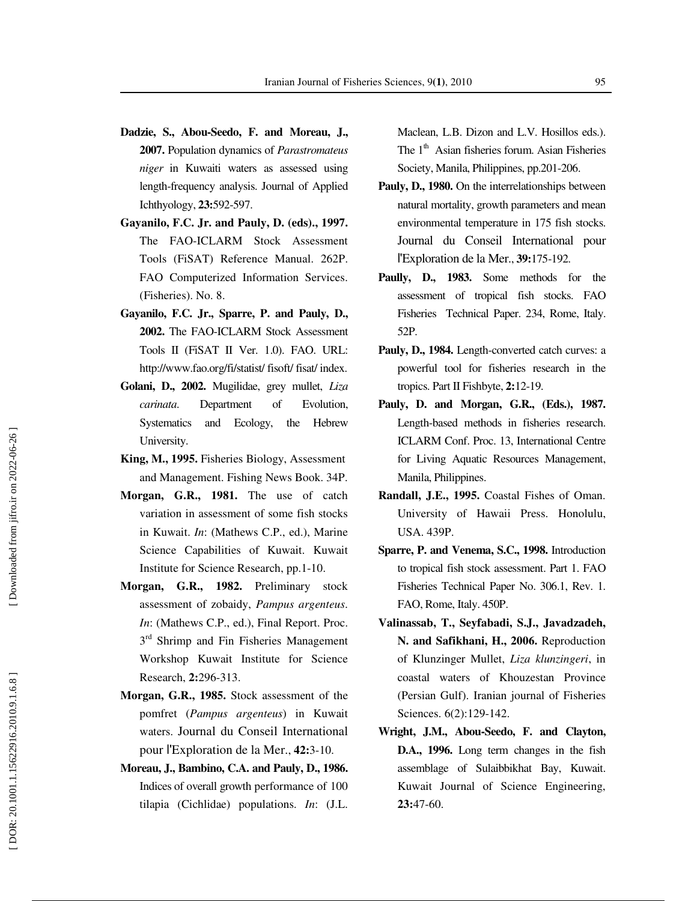**Dadzie, S., Abou-Seedo, F. and Moreau, J., 2007.** Population dynamics of *Parastromateus niger* in Kuwaiti waters as assessed using length-frequency analysis. Journal of Applied Ichthyology, **23:**592-597.

**Gayanilo, F.C. Jr. and Pauly, D. (eds)., 1997.** The FAO-ICLARM Stock Assessment Tools (FiSAT) Reference Manual. 262P. FAO Computerized Information Services. (Fisheries). No. 8.

**Gayanilo, F.C. Jr., Sparre, P. and Pauly, D., 2002.** The FAO-ICLARM Stock Assessment Tools II (FiSAT II Ver. 1.0). FAO. URL: http://www.fao.org/fi/statist/ fisoft/ fisat/ index.

**Golani, D., 2002.** Mugilidae, grey mullet, *Liza carinata*. Department of Evolution, Systematics and Ecology, the Hebrew University.

**King, M., 1995.** Fisheries Biology, Assessment and Management. Fishing News Book. 34P.

**Morgan, G.R., 1981.** The use of catch variation in assessment of some fish stocks in Kuwait. *In*: (Mathews C.P., ed.), Marine Science Capabilities of Kuwait. Kuwait Institute for Science Research, pp.1-10.

**Morgan, G.R., 1982.** Preliminary stock assessment of zobaidy, *Pampus argenteus*. *In*: (Mathews C.P., ed.), Final Report. Proc. 3rd Shrimp and Fin Fisheries Management Workshop Kuwait Institute for Science Research, **2:**296-313.

**Morgan, G.R., 1985.** Stock assessment of the pomfret (*Pampus argenteus*) in Kuwait waters. Journal du Conseil International pour l'Exploration de la Mer., **42:**3-10.

**Moreau, J., Bambino, C.A. and Pauly, D., 1986.** Indices of overall growth performance of 100 tilapia (Cichlidae) populations. *In*: (J.L. Maclean, L.B. Dizon and L.V. Hosillos eds.). The 1th Asian fisheries forum. Asian Fisheries Society, Manila, Philippines, pp.201-206.

**Pauly, D., 1980.** On the interrelationships between natural mortality, growth parameters and mean environmental temperature in 175 fish stocks. Journal du Conseil International pour l'Exploration de la Mer., **39:**175-192.

**Paully, D., 1983.** Some methods for the assessment of tropical fish stocks. FAO Fisheries Technical Paper. 234, Rome, Italy. 52P.

**Pauly, D., 1984.** Length-converted catch curves: a powerful tool for fisheries research in the tropics. Part II Fishbyte, **2:**12-19.

**Pauly, D. and Morgan, G.R., (Eds.), 1987.** Length-based methods in fisheries research. ICLARM Conf. Proc. 13, International Centre for Living Aquatic Resources Management, Manila, Philippines.

**Randall, J.E., 1995.** Coastal Fishes of Oman. University of Hawaii Press. Honolulu, USA. 439P.

**Sparre, P. and Venema, S.C., 1998.** Introduction to tropical fish stock assessment. Part 1. FAO Fisheries Technical Paper No. 306.1, Rev. 1. FAO, Rome, Italy. 450P.

**Valinassab, T., Seyfabadi, S.J., Javadzadeh, N. and Safikhani, H., 2006.** Reproduction of Klunzinger Mullet, *Liza klunzingeri*, in coastal waters of Khouzestan Province (Persian Gulf). Iranian journal of Fisheries Sciences. 6(2):129-142.

**Wright, J.M., Abou-Seedo, F. and Clayton, D.A., 1996.** Long term changes in the fish assemblage of Sulaibbikhat Bay, Kuwait. Kuwait Journal of Science Engineering, **23:**47-60.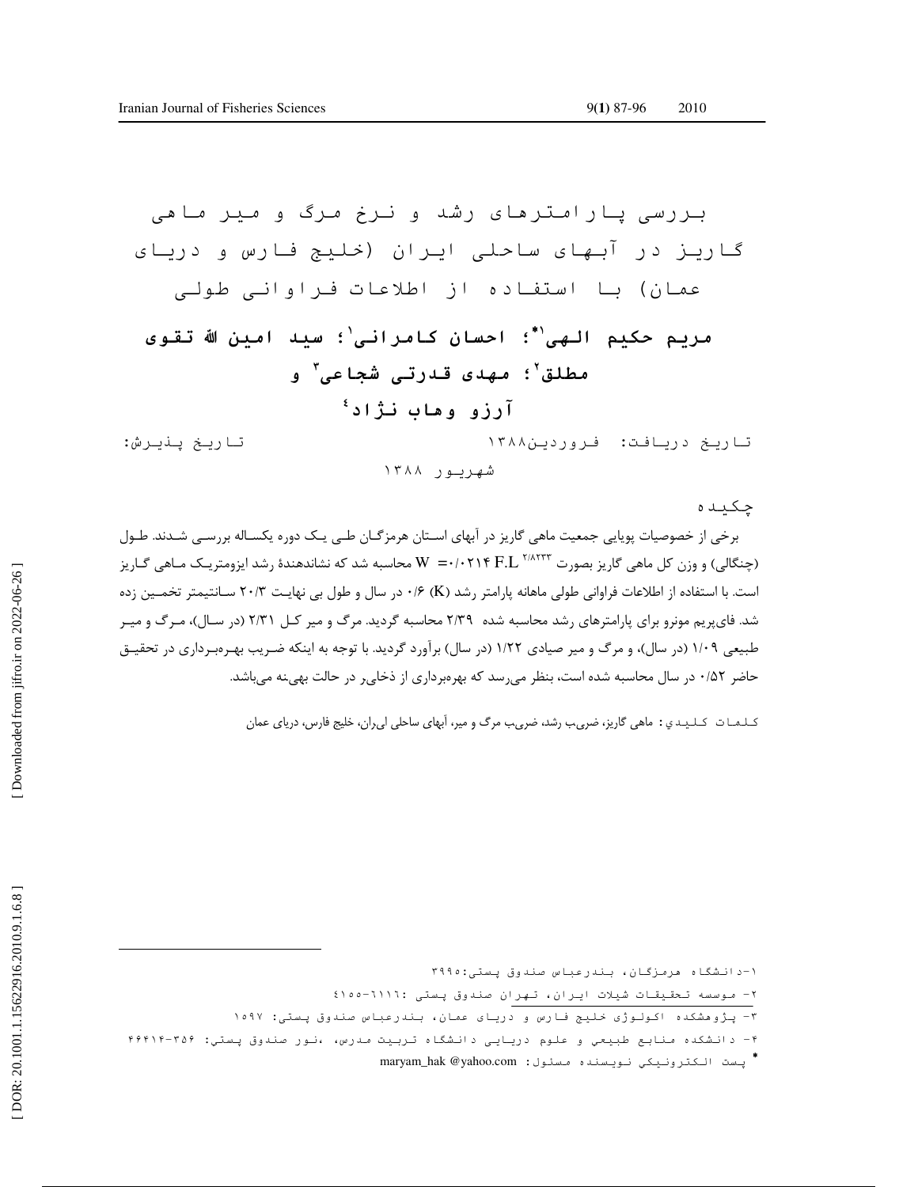# بررسی پارامترهای رشد و نرخ مرگ و میر ماهی گاریز در آبهای ساحلی ایران (خلیج فارس و دریای عمان) با استفاده از اطلاعات فراوانی طولی

**مریم حکیم الهی[1*]؛ احسان کامرانی[1]؛ سید امین الله تقوی مطلق[2]؛ مهدی قدرتی شجاعی[3] و آرزو وهاب نژاد[4]**

تاریخ دریافت: فروردین۱۳۸۸ تاریخ پذیرش: شهریور ۱۳۸۸

## چکیده

برخی از خصوصیات پویایی جمعیت ماهی گاریز در آبهای استان هرمزگان طی یک دوره یکساله بررسی شدند. طول (چنگالی) و وزن کل ماهی گاریز بصورت $W = ۰/۰۲۱۴ \; F.L^{۲/۸۲۳۳}$ محاسبه شد که نشاندهندهٔ رشد ایزومتریک ماهی گاریز است. با استفاده از اطلاعات فراوانی طولی ماهانه پارامتر رشد (K) ۰/۶ در سال و طول بی نهایت ۲۰/۳ سانتیمتر تخمین زده شد. فای‌پریم مونرو برای پارامترهای رشد محاسبه شده ۲/۳۹ محاسبه گردید. مرگ و میر کل ۲/۳۱ (در سال)، مرگ و میر طبیعی ۱/۰۹ (در سال)، و مرگ و میر صیادی ۱/۲۲ (در سال) برآورد گردید. با توجه به اینکه ضریب بهره‌برداری در تحقیق حاضر ۰/۵۲ در سال محاسبه شده است، بنظر می‌رسد که بهره‌برداری از ذخایر در حالت بهینه می‌باشد.

**کلمات کلیدی:** ماهی گاریز، ضریب رشد، ضریب مرگ و میر، آبهای ساحلی ایران، خلیج فارس، دریای عمان

---

۱-دانشگاه هرمزگان، بندرعباس صندوق پستی:۳۹۹۵

۲- موسسه تحقیقات شیلات ایران، تهران صندوق پستی :۶۱۱۶-۱۴۱۵۵

۳- پژوهشکده اکولوژی خلیج فارس و دریای عمان، بندرعباس صندوق پستی: ۱۵۹۷

۴- دانشکده منابع طبیعی و علوم دریایی دانشگاه تربیت مدرس، نور صندوق پستی: ۳۵۶-۴۶۴۱۴

* پست الکترونیکی نویسنده مسئول: maryam_hak @yahoo.com